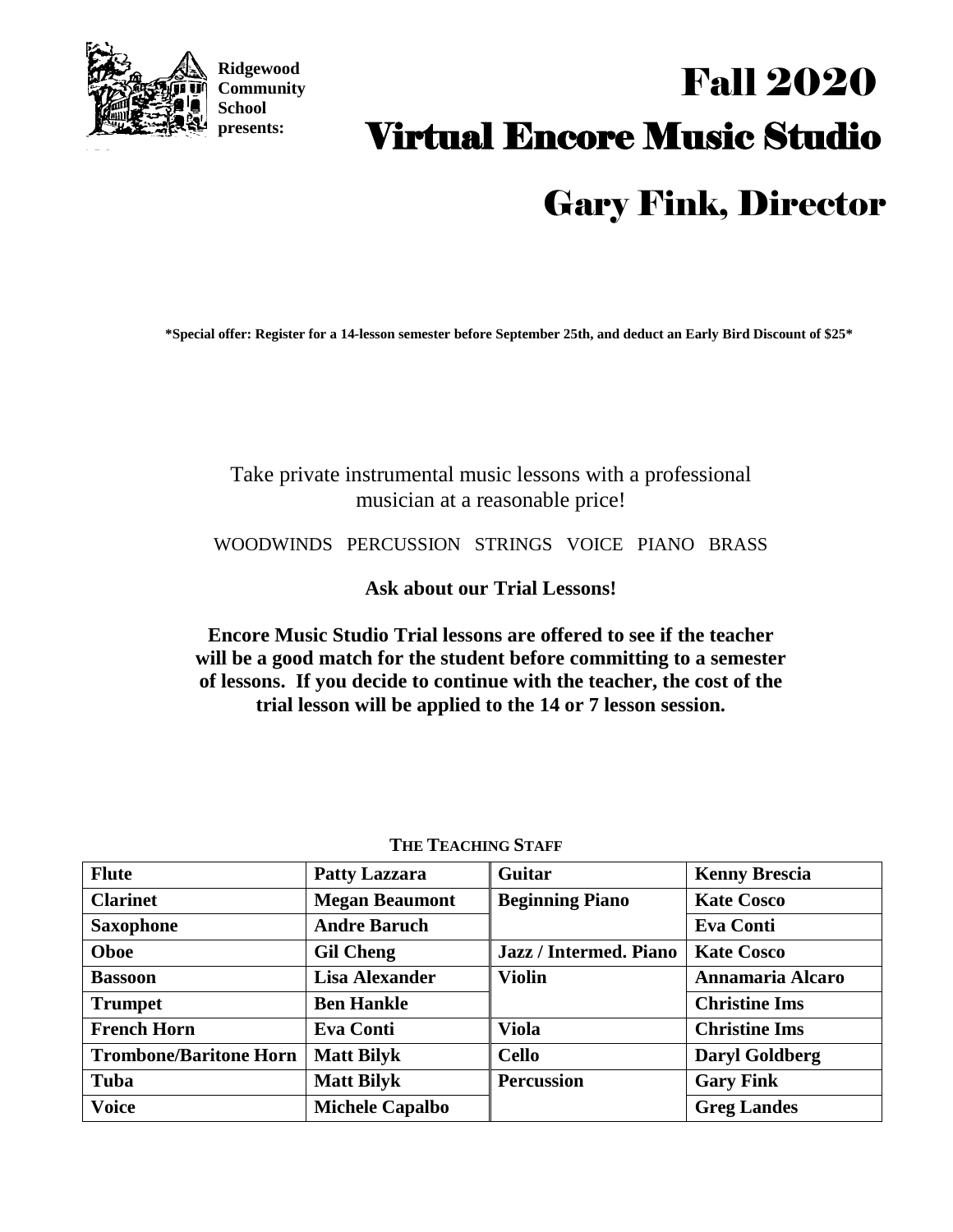Ridgewood Community School presents:

# Fall 2020

# Virtual Encore Music Studio

## Gary Fink, Director

**\*Special offer: Register for a 14-lesson semester before September 25th, and deduct an Early Bird Discount of $25\***

Take private instrumental music lessons with a professional musician at a reasonable price!

WOODWINDS PERCUSSION STRINGS VOICE PIANO BRASS

**Ask about our Trial Lessons!**

**Encore Music Studio Trial lessons are offered to see if the teacher will be a good match for the student before committing to a semester of lessons. If you decide to continue with the teacher, the cost of the trial lesson will be applied to the 14 or 7 lesson session.**

**THE TEACHING STAFF**

| Instrument | Teacher | Instrument | Teacher |
|---|---|---|---|
| **Flute** | **Patty Lazzara** | **Guitar** | **Kenny Brescia** |
| **Clarinet** | **Megan Beaumont** | **Beginning Piano** | **Kate Cosco** |
| **Saxophone** | **Andre Baruch** | | **Eva Conti** |
| **Oboe** | **Gil Cheng** | **Jazz / Intermed. Piano** | **Kate Cosco** |
| **Bassoon** | **Lisa Alexander** | **Violin** | **Annamaria Alcaro** |
| **Trumpet** | **Ben Hankle** | | **Christine Ims** |
| **French Horn** | **Eva Conti** | **Viola** | **Christine Ims** |
| **Trombone/Baritone Horn** | **Matt Bilyk** | **Cello** | **Daryl Goldberg** |
| **Tuba** | **Matt Bilyk** | **Percussion** | **Gary Fink** |
| **Voice** | **Michele Capalbo** | | **Greg Landes** |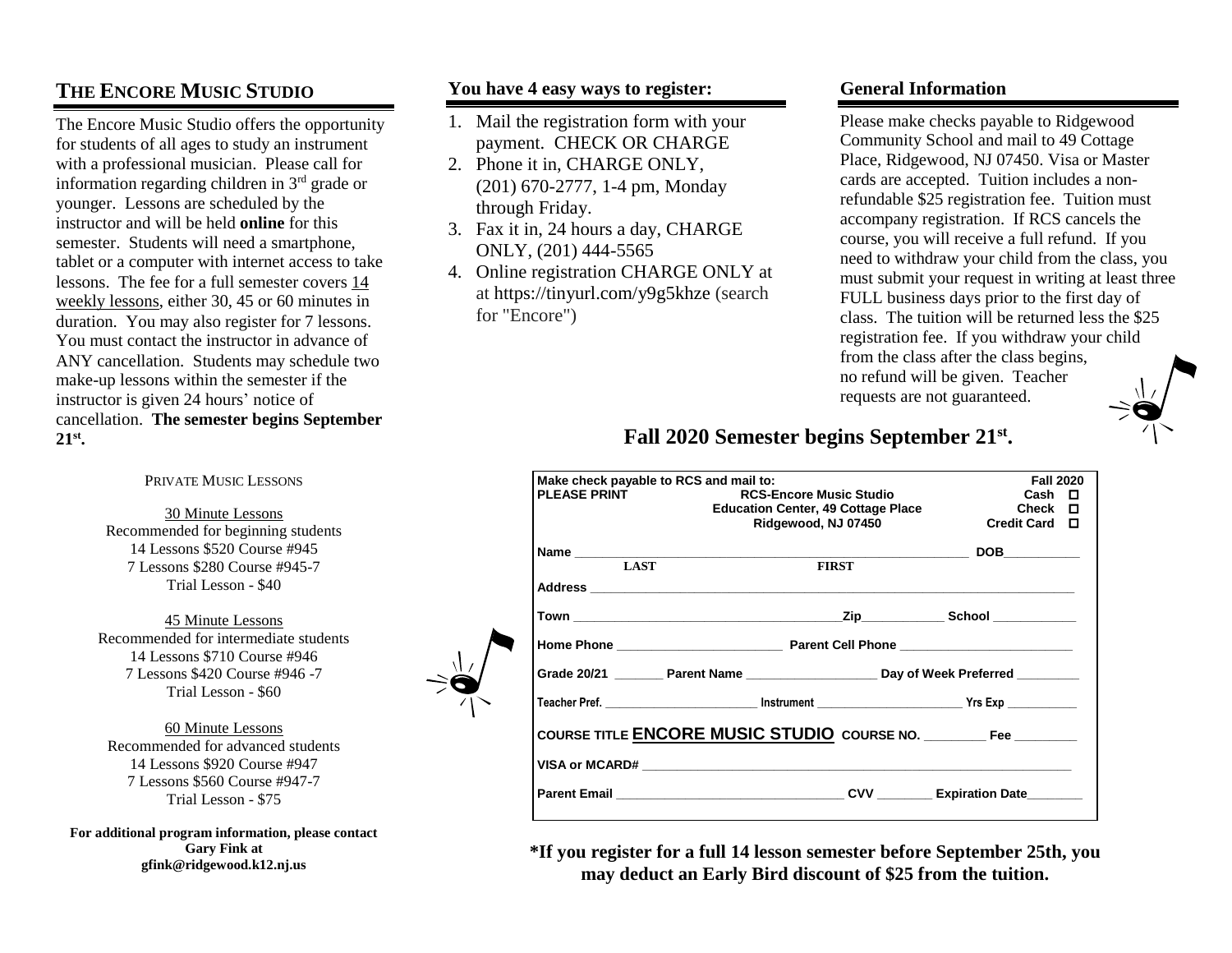## THE ENCORE MUSIC STUDIO

The Encore Music Studio offers the opportunity for students of all ages to study an instrument with a professional musician. Please call for information regarding children in 3rd grade or younger. Lessons are scheduled by the instructor and will be held **online** for this semester. Students will need a smartphone, tablet or a computer with internet access to take lessons. The fee for a full semester covers 14 weekly lessons, either 30, 45 or 60 minutes in duration. You may also register for 7 lessons. You must contact the instructor in advance of ANY cancellation. Students may schedule two make-up lessons within the semester if the instructor is given 24 hours' notice of cancellation. **The semester begins September 21st.**

PRIVATE MUSIC LESSONS

30 Minute Lessons
Recommended for beginning students
14 Lessons $520 Course #945
7 Lessons $280 Course #945-7
Trial Lesson - $40

45 Minute Lessons
Recommended for intermediate students
14 Lessons $710 Course #946
7 Lessons $420 Course #946 -7
Trial Lesson - $60

60 Minute Lessons
Recommended for advanced students
14 Lessons $920 Course #947
7 Lessons $560 Course #947-7
Trial Lesson - $75

**For additional program information, please contact Gary Fink at gfink@ridgewood.k12.nj.us**

## You have 4 easy ways to register:

1. Mail the registration form with your payment. CHECK OR CHARGE
2. Phone it in, CHARGE ONLY, (201) 670-2777, 1-4 pm, Monday through Friday.
3. Fax it in, 24 hours a day, CHARGE ONLY, (201) 444-5565
4. Online registration CHARGE ONLY at at https://tinyurl.com/y9g5khze (search for "Encore")

## General Information

Please make checks payable to Ridgewood Community School and mail to 49 Cottage Place, Ridgewood, NJ 07450. Visa or Master cards are accepted. Tuition includes a non-refundable $25 registration fee. Tuition must accompany registration. If RCS cancels the course, you will receive a full refund. If you need to withdraw your child from the class, you must submit your request in writing at least three FULL business days prior to the first day of class. The tuition will be returned less the $25 registration fee. If you withdraw your child from the class after the class begins, no refund will be given. Teacher requests are not guaranteed.

## Fall 2020 Semester begins September 21st.

**Make check payable to RCS and mail to:** **Fall 2020**
**PLEASE PRINT** **RCS-Encore Music Studio**
**Education Center, 49 Cottage Place**
**Ridgewood, NJ 07450**

**Cash** ☐
**Check** ☐
**Credit Card** ☐

**Name** ______________________________ **DOB** __________
LAST FIRST

**Address** ______________________________

**Town** ____________________ **Zip** __________ **School** __________

**Home Phone** __________________ **Parent Cell Phone** __________________

**Grade 20/21** ______ **Parent Name** ______________ **Day of Week Preferred** ________

**Teacher Pref.** __________________ **Instrument** ________________ **Yrs Exp** __________

**COURSE TITLE ENCORE MUSIC STUDIO COURSE NO.** ________ **Fee** ________

**VISA or MCARD#** ______________________________

**Parent Email** ______________________ **CVV** ________ **Expiration Date** ________

**\*If you register for a full 14 lesson semester before September 25th, you may deduct an Early Bird discount of $25 from the tuition.**